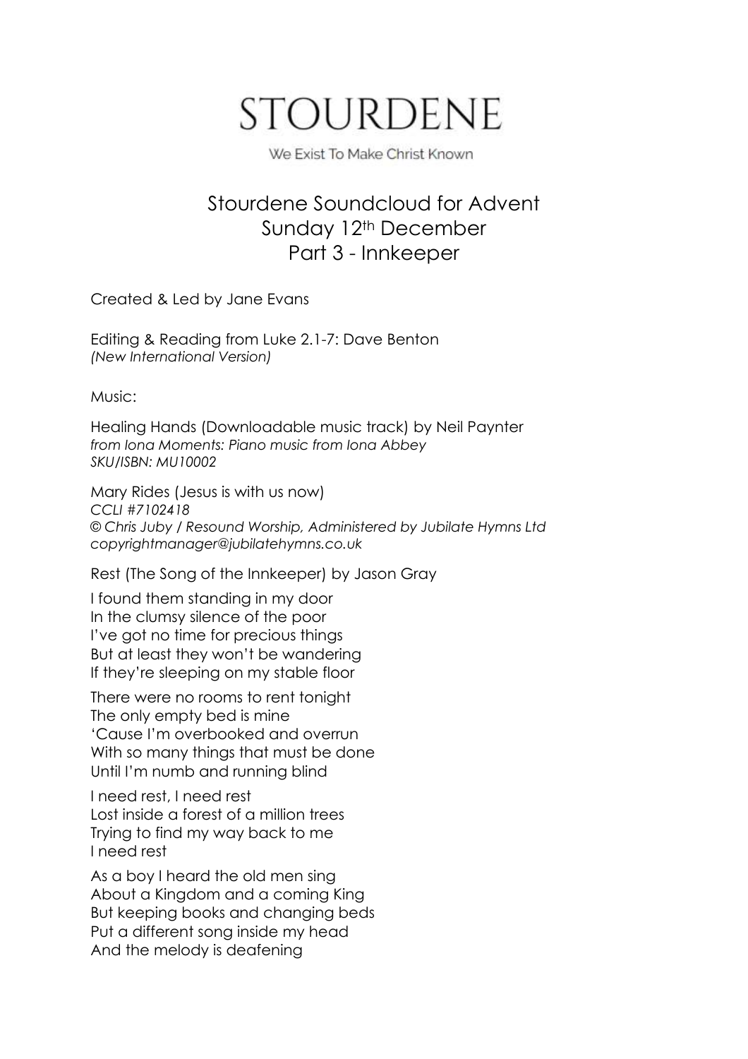# STOURDENE

We Exist To Make Christ Known

## Stourdene Soundcloud for Advent
## Sunday 12th December
## Part 3 - Innkeeper

Created & Led by Jane Evans

Editing & Reading from Luke 2.1-7: Dave Benton
*(New International Version)*

Music:

Healing Hands (Downloadable music track) by Neil Paynter
*from Iona Moments: Piano music from Iona Abbey*
*SKU/ISBN: MU10002*

Mary Rides (Jesus is with us now)
*CCLI #7102418*
*© Chris Juby / Resound Worship, Administered by Jubilate Hymns Ltd*
*copyrightmanager@jubilatehymns.co.uk*

Rest (The Song of the Innkeeper) by Jason Gray

I found them standing in my door
In the clumsy silence of the poor
I've got no time for precious things
But at least they won't be wandering
If they're sleeping on my stable floor

There were no rooms to rent tonight
The only empty bed is mine
'Cause I'm overbooked and overrun
With so many things that must be done
Until I'm numb and running blind

I need rest, I need rest
Lost inside a forest of a million trees
Trying to find my way back to me
I need rest

As a boy I heard the old men sing
About a Kingdom and a coming King
But keeping books and changing beds
Put a different song inside my head
And the melody is deafening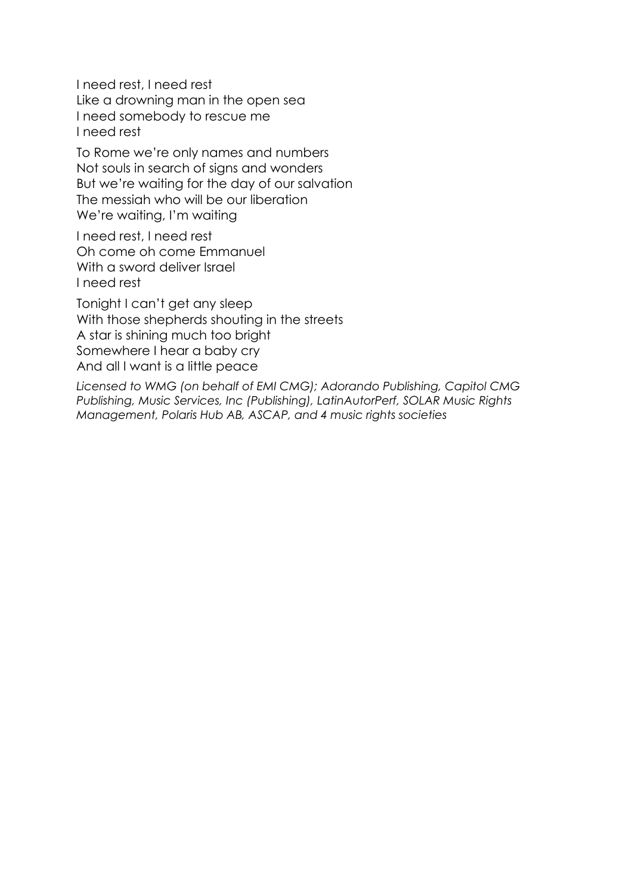I need rest, I need rest
Like a drowning man in the open sea
I need somebody to rescue me
I need rest

To Rome we're only names and numbers
Not souls in search of signs and wonders
But we're waiting for the day of our salvation
The messiah who will be our liberation
We're waiting, I'm waiting

I need rest, I need rest
Oh come oh come Emmanuel
With a sword deliver Israel
I need rest

Tonight I can't get any sleep
With those shepherds shouting in the streets
A star is shining much too bright
Somewhere I hear a baby cry
And all I want is a little peace

*Licensed to WMG (on behalf of EMI CMG); Adorando Publishing, Capitol CMG Publishing, Music Services, Inc (Publishing), LatinAutorPerf, SOLAR Music Rights Management, Polaris Hub AB, ASCAP, and 4 music rights societies*